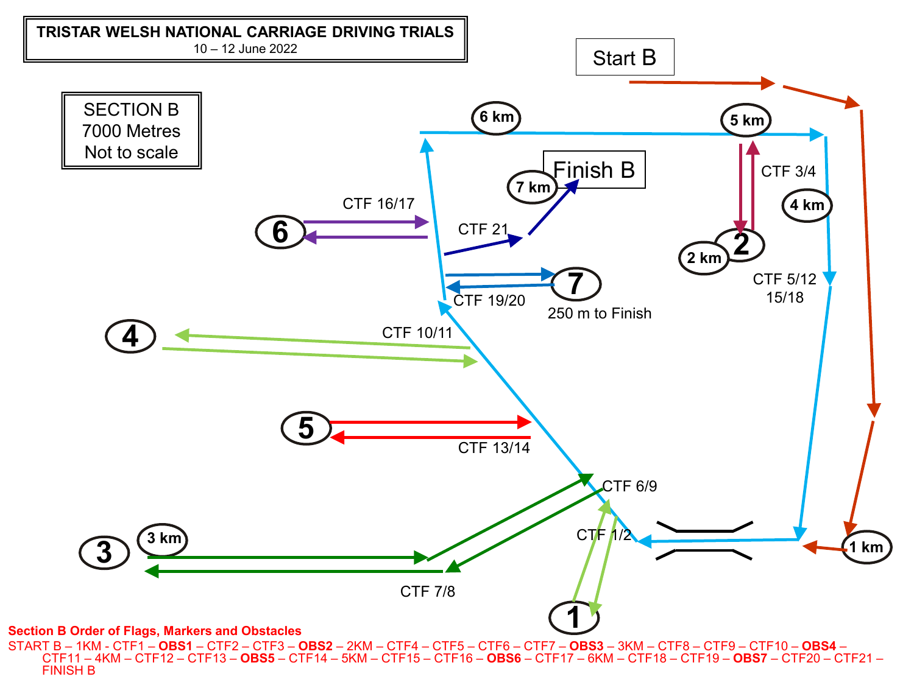# TRISTAR WELSH NATIONAL CARRIAGE DRIVING TRIALS

10 – 12 June 2022

SECTION B
7000 Metres
Not to scale

Start B

6 km

5 km

Finish B

7 km

CTF 3/4

4 km

CTF 16/17

6

CTF 21

2

2 km

CTF 5/12
15/18

7

CTF 19/20

250 m to Finish

4

CTF 10/11

5

CTF 13/14

CTF 6/9

CTF 1/2

3 km

3

1 km

CTF 7/8

1

**Section B Order of Flags, Markers and Obstacles**

START B – 1KM - CTF1 – **OBS1** – CTF2 – CTF3 – **OBS2** – 2KM – CTF4 – CTF5 – CTF6 – CTF7 – **OBS3** – 3KM – CTF8 – CTF9 – CTF10 – **OBS4** – CTF11 – 4KM – CTF12 – CTF13 – **OBS5** – CTF14 – 5KM – CTF15 – CTF16 – **OBS6** – CTF17 – 6KM – CTF18 – CTF19 – **OBS7** – CTF20 – CTF21 – FINISH B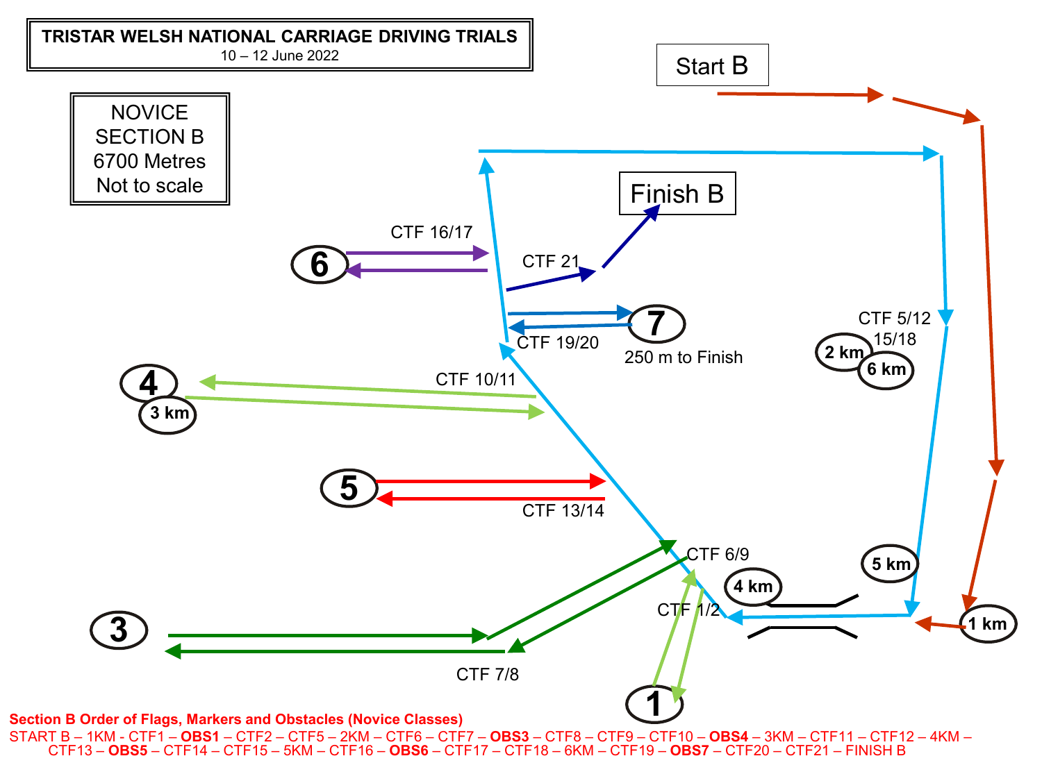# TRISTAR WELSH NATIONAL CARRIAGE DRIVING TRIALS

10 – 12 June 2022

NOVICE
SECTION B
6700 Metres
Not to scale

Start B

Finish B

CTF 16/17

CTF 21

6

7

CTF 19/20

250 m to Finish

CTF 5/12
15/18

2 km

6 km

4

3 km

CTF 10/11

5

CTF 13/14

CTF 6/9

4 km

5 km

CTF 1/2

1 km

3

CTF 7/8

1

**Section B Order of Flags, Markers and Obstacles (Novice Classes)**

START B – 1KM - CTF1 – **OBS1** – CTF2 – CTF5 – 2KM – CTF6 – CTF7 – **OBS3** – CTF8 – CTF9 – CTF10 – **OBS4** – 3KM – CTF11 – CTF12 – 4KM – CTF13 – **OBS5** – CTF14 – CTF15 – 5KM – CTF16 – **OBS6** – CTF17 – CTF18 – 6KM – CTF19 – **OBS7** – CTF20 – CTF21 – FINISH B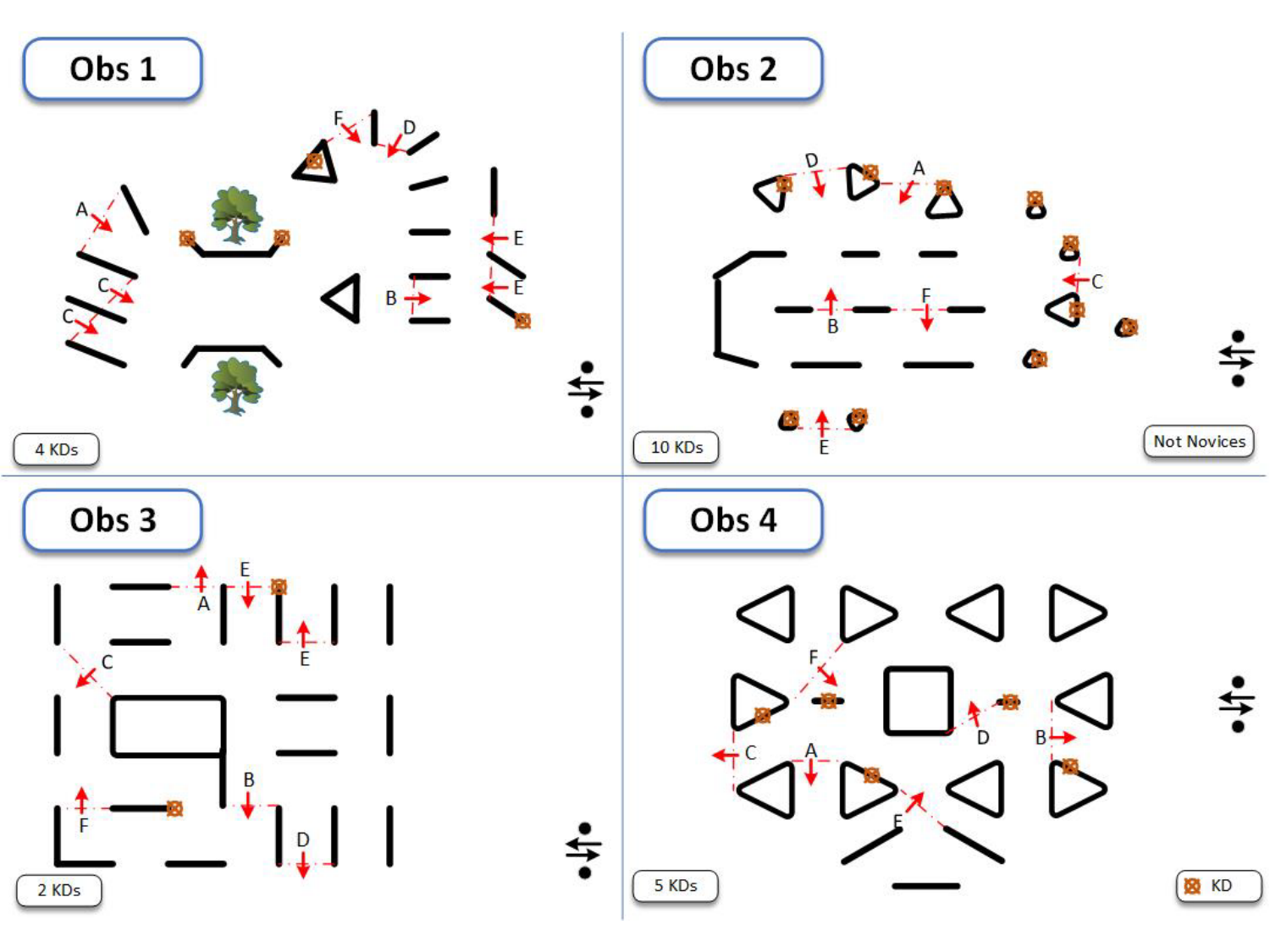## Obs 1

4 KDs

## Obs 2

10 KDs

Not Novices

## Obs 3

2 KDs

## Obs 4

5 KDs

KD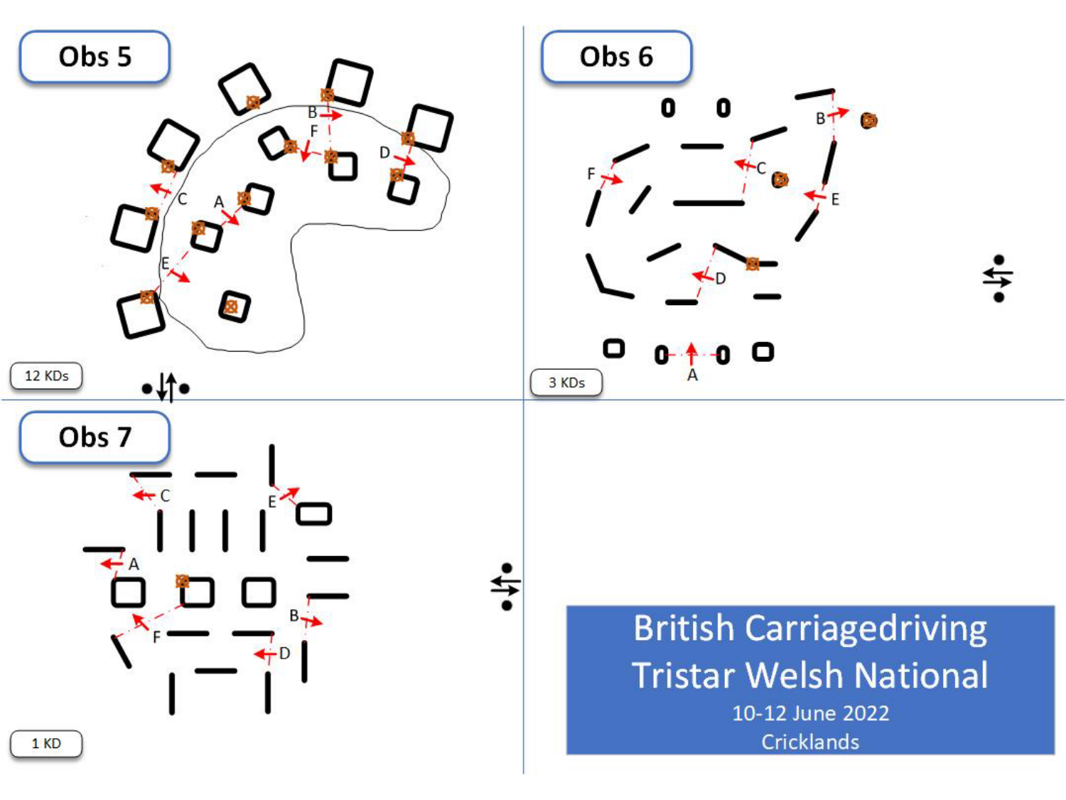## Obs 5

12 KDs

## Obs 6

3 KDs

## Obs 7

1 KD

**British Carriagedriving Tristar Welsh National**

10-12 June 2022

Cricklands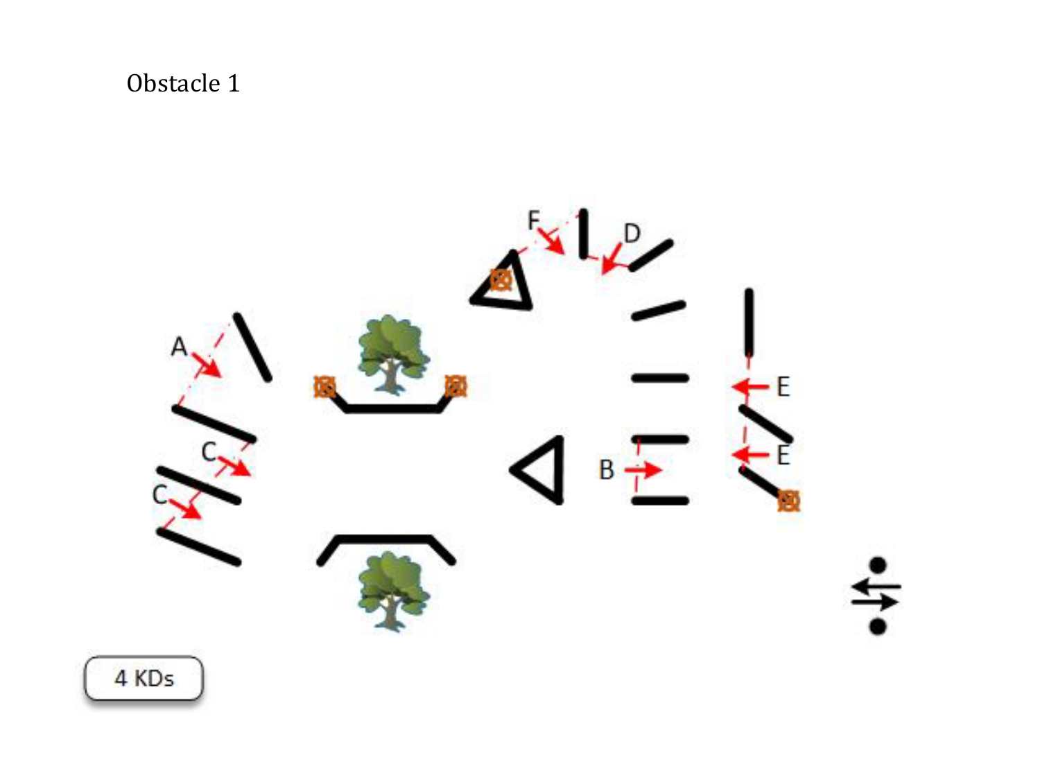Obstacle 1

4 KDs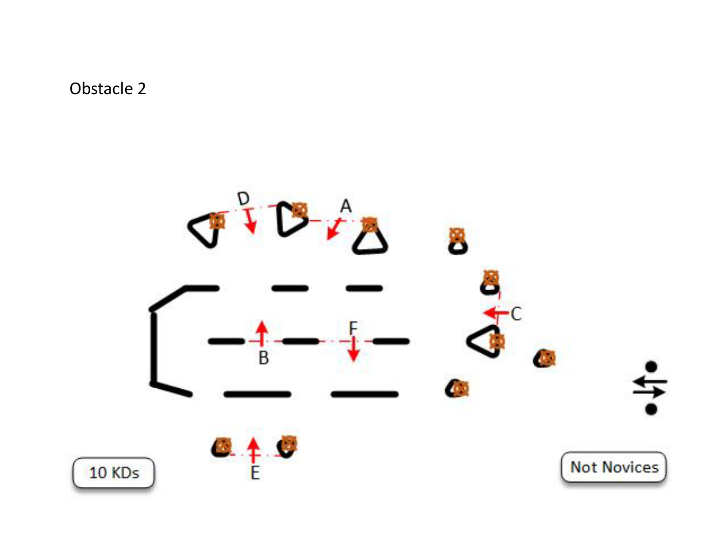Obstacle 2

D

A

C

F

B

E

10 KDs

Not Novices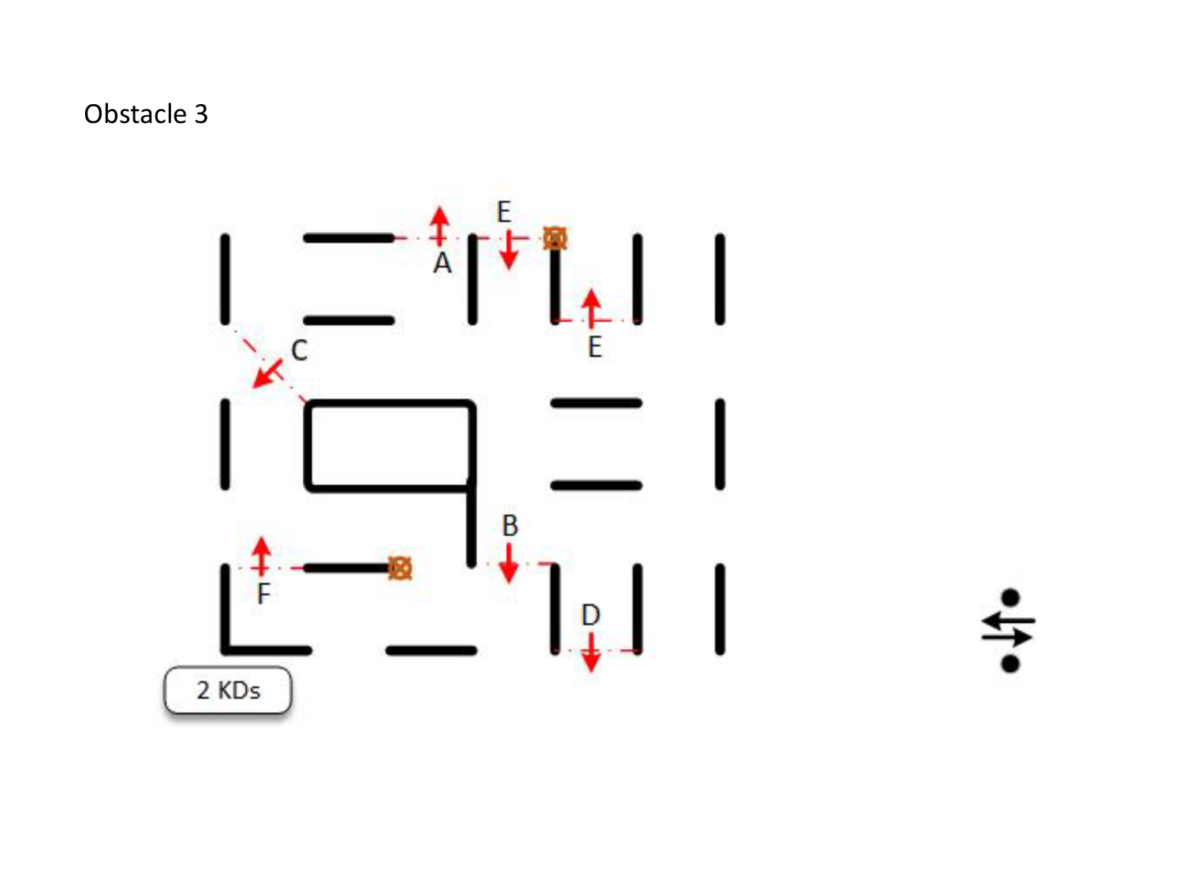Obstacle 3

A

E

E

C

B

D

F

2 KDs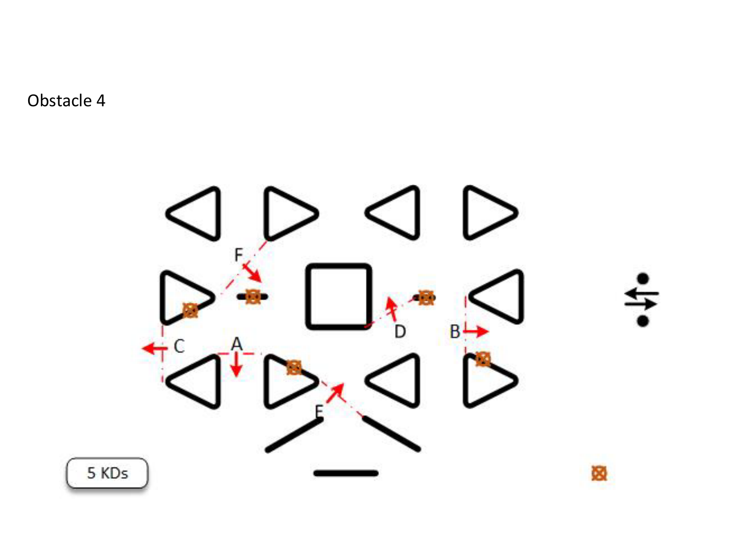Obstacle 4

A

B

C

D

E

F

5 KDs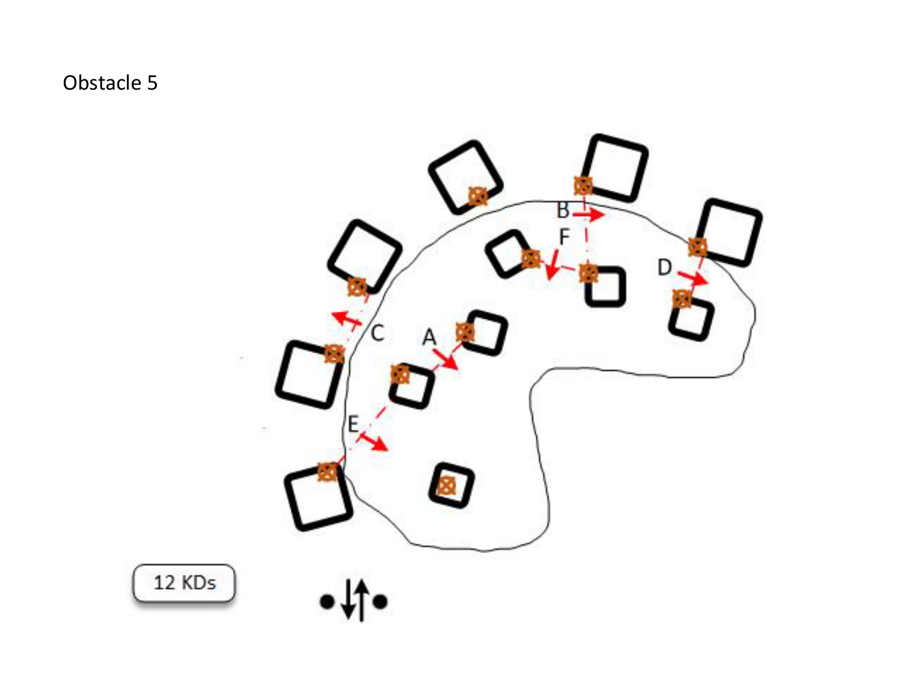Obstacle 5

A

B

C

D

E

F

12 KDs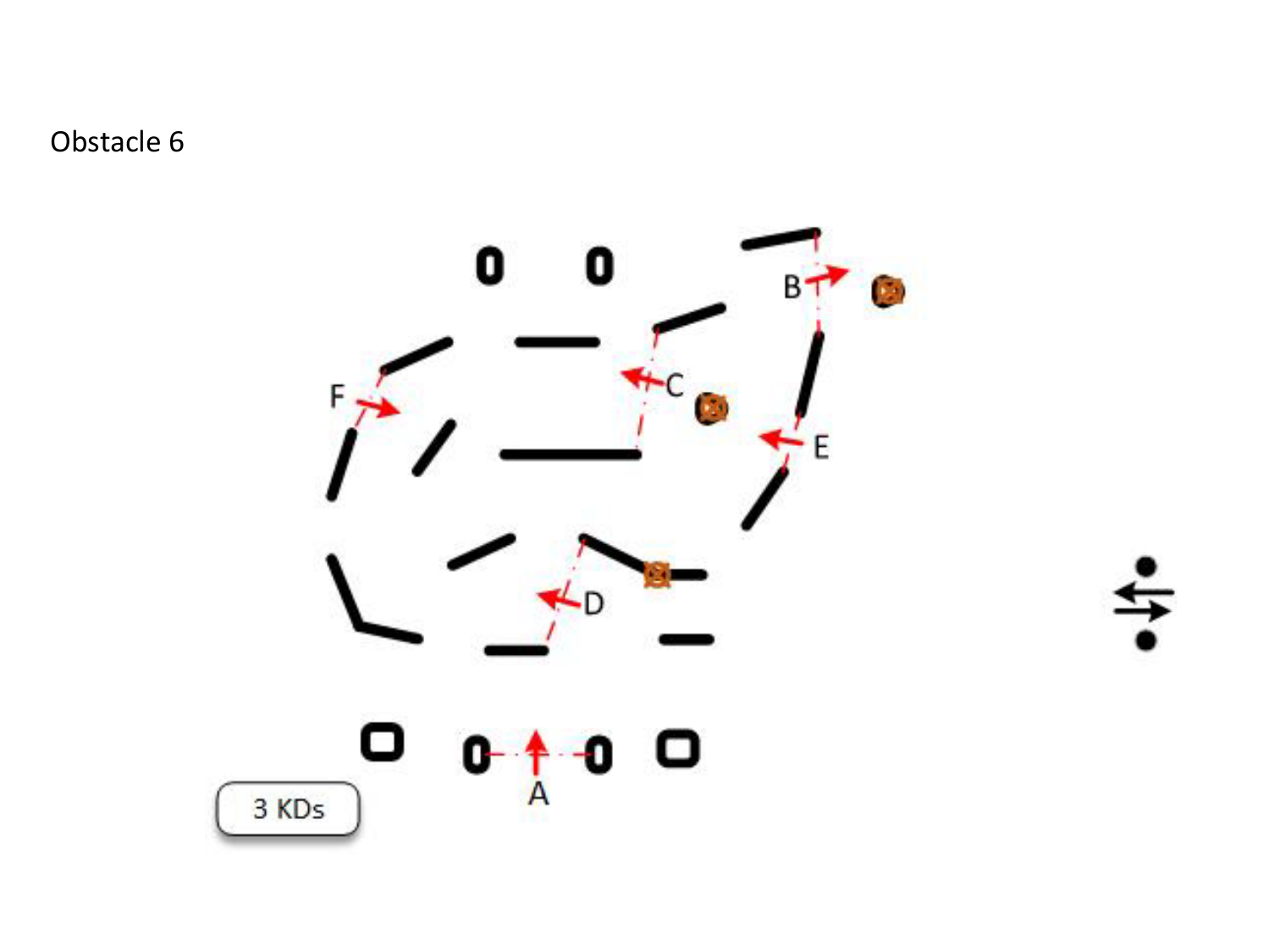Obstacle 6

B

C

F

E

D

A

3 KDs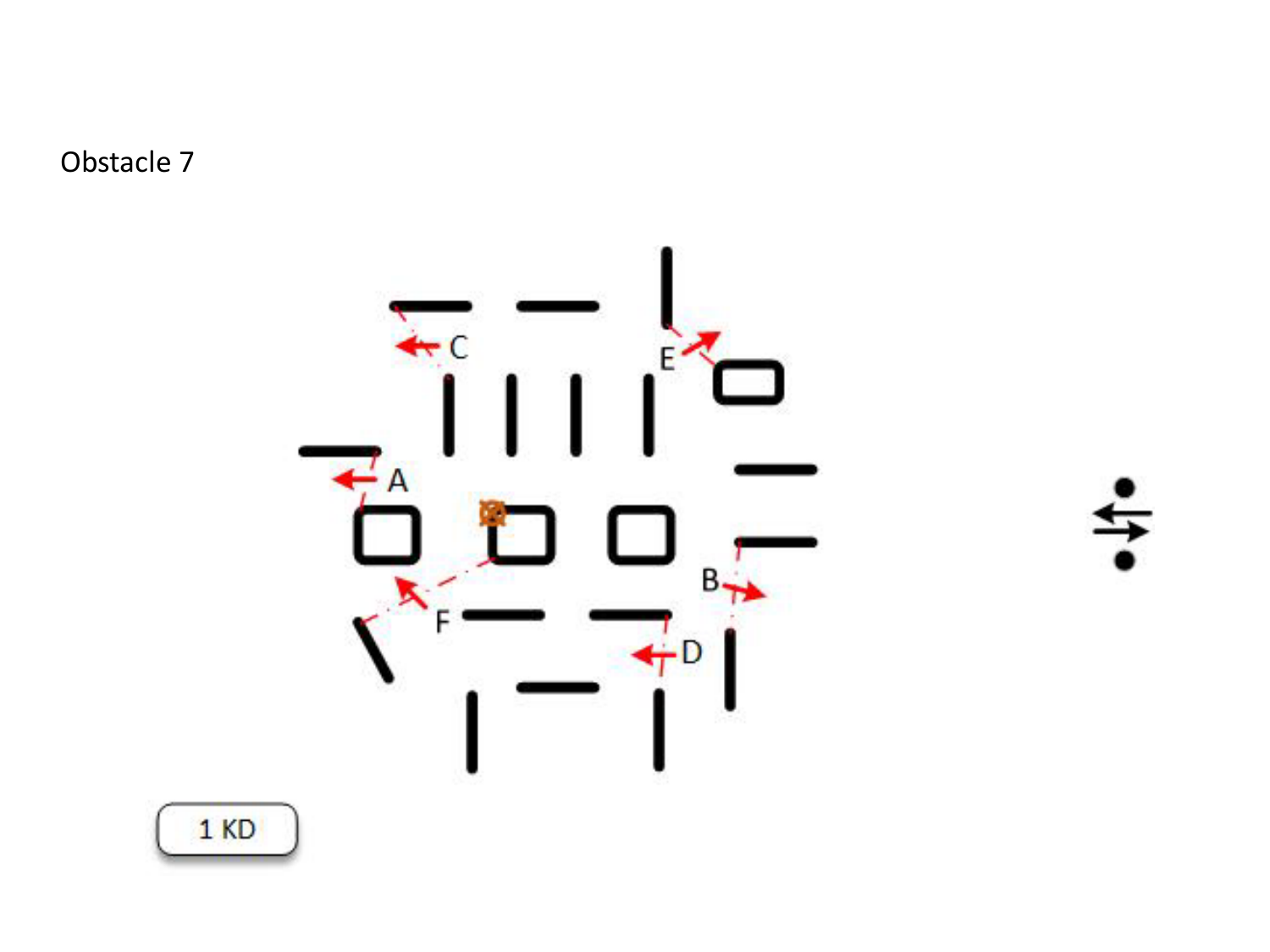Obstacle 7

C

E

A

B

F

D

1 KD